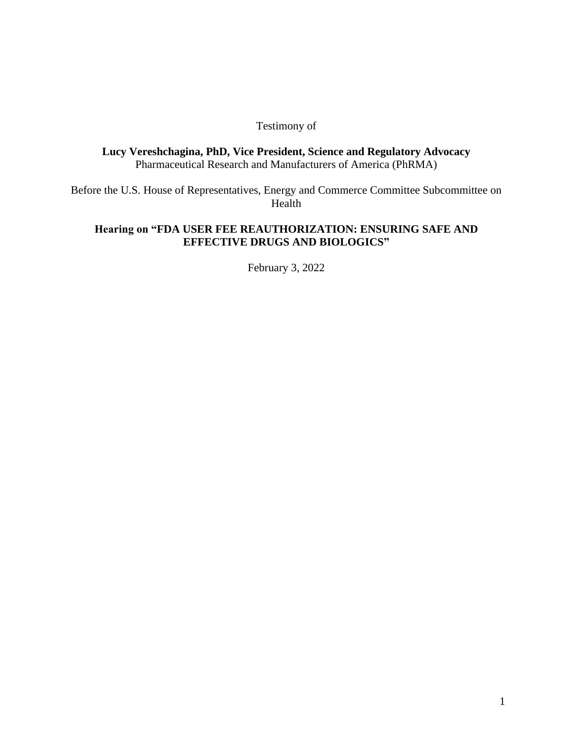Testimony of

**Lucy Vereshchagina, PhD, Vice President, Science and Regulatory Advocacy**
Pharmaceutical Research and Manufacturers of America (PhRMA)

Before the U.S. House of Representatives, Energy and Commerce Committee Subcommittee on Health

**Hearing on "FDA USER FEE REAUTHORIZATION: ENSURING SAFE AND EFFECTIVE DRUGS AND BIOLOGICS"**

February 3, 2022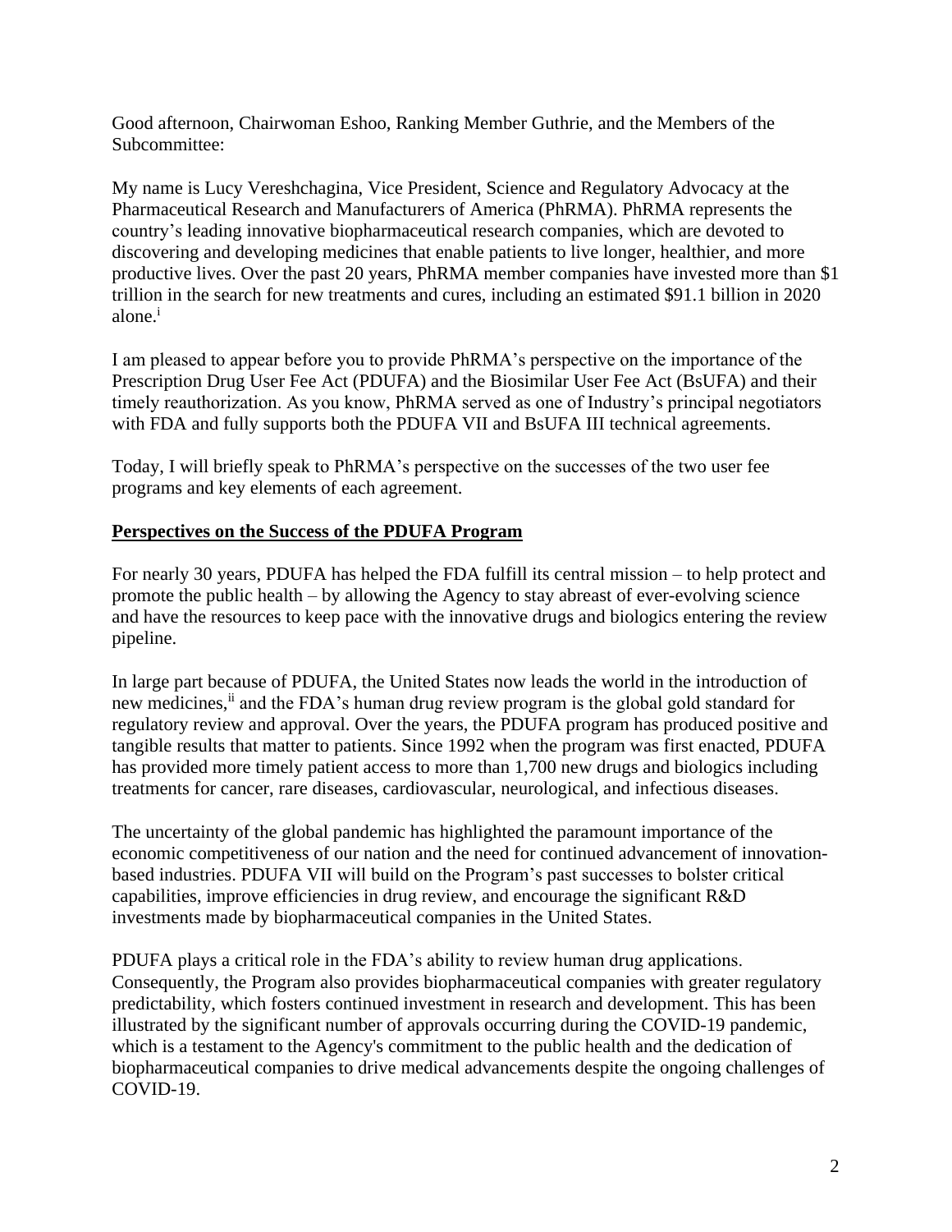Good afternoon, Chairwoman Eshoo, Ranking Member Guthrie, and the Members of the Subcommittee:

My name is Lucy Vereshchagina, Vice President, Science and Regulatory Advocacy at the Pharmaceutical Research and Manufacturers of America (PhRMA). PhRMA represents the country's leading innovative biopharmaceutical research companies, which are devoted to discovering and developing medicines that enable patients to live longer, healthier, and more productive lives. Over the past 20 years, PhRMA member companies have invested more than $1 trillion in the search for new treatments and cures, including an estimated $91.1 billion in 2020 alone.[i]

I am pleased to appear before you to provide PhRMA's perspective on the importance of the Prescription Drug User Fee Act (PDUFA) and the Biosimilar User Fee Act (BsUFA) and their timely reauthorization. As you know, PhRMA served as one of Industry's principal negotiators with FDA and fully supports both the PDUFA VII and BsUFA III technical agreements.

Today, I will briefly speak to PhRMA's perspective on the successes of the two user fee programs and key elements of each agreement.

## Perspectives on the Success of the PDUFA Program

For nearly 30 years, PDUFA has helped the FDA fulfill its central mission – to help protect and promote the public health – by allowing the Agency to stay abreast of ever-evolving science and have the resources to keep pace with the innovative drugs and biologics entering the review pipeline.

In large part because of PDUFA, the United States now leads the world in the introduction of new medicines,[ii] and the FDA's human drug review program is the global gold standard for regulatory review and approval. Over the years, the PDUFA program has produced positive and tangible results that matter to patients. Since 1992 when the program was first enacted, PDUFA has provided more timely patient access to more than 1,700 new drugs and biologics including treatments for cancer, rare diseases, cardiovascular, neurological, and infectious diseases.

The uncertainty of the global pandemic has highlighted the paramount importance of the economic competitiveness of our nation and the need for continued advancement of innovation-based industries. PDUFA VII will build on the Program's past successes to bolster critical capabilities, improve efficiencies in drug review, and encourage the significant R&D investments made by biopharmaceutical companies in the United States.

PDUFA plays a critical role in the FDA's ability to review human drug applications. Consequently, the Program also provides biopharmaceutical companies with greater regulatory predictability, which fosters continued investment in research and development. This has been illustrated by the significant number of approvals occurring during the COVID-19 pandemic, which is a testament to the Agency's commitment to the public health and the dedication of biopharmaceutical companies to drive medical advancements despite the ongoing challenges of COVID-19.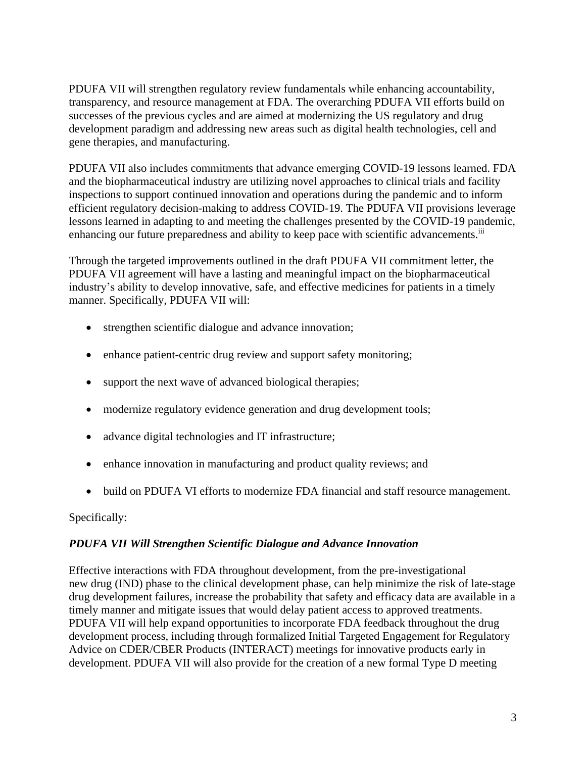PDUFA VII will strengthen regulatory review fundamentals while enhancing accountability, transparency, and resource management at FDA. The overarching PDUFA VII efforts build on successes of the previous cycles and are aimed at modernizing the US regulatory and drug development paradigm and addressing new areas such as digital health technologies, cell and gene therapies, and manufacturing.

PDUFA VII also includes commitments that advance emerging COVID-19 lessons learned. FDA and the biopharmaceutical industry are utilizing novel approaches to clinical trials and facility inspections to support continued innovation and operations during the pandemic and to inform efficient regulatory decision-making to address COVID-19. The PDUFA VII provisions leverage lessons learned in adapting to and meeting the challenges presented by the COVID-19 pandemic, enhancing our future preparedness and ability to keep pace with scientific advancements.[iii]

Through the targeted improvements outlined in the draft PDUFA VII commitment letter, the PDUFA VII agreement will have a lasting and meaningful impact on the biopharmaceutical industry's ability to develop innovative, safe, and effective medicines for patients in a timely manner. Specifically, PDUFA VII will:

- strengthen scientific dialogue and advance innovation;
- enhance patient-centric drug review and support safety monitoring;
- support the next wave of advanced biological therapies;
- modernize regulatory evidence generation and drug development tools;
- advance digital technologies and IT infrastructure;
- enhance innovation in manufacturing and product quality reviews; and
- build on PDUFA VI efforts to modernize FDA financial and staff resource management.

Specifically:

***PDUFA VII Will Strengthen Scientific Dialogue and Advance Innovation***

Effective interactions with FDA throughout development, from the pre-investigational new drug (IND) phase to the clinical development phase, can help minimize the risk of late-stage drug development failures, increase the probability that safety and efficacy data are available in a timely manner and mitigate issues that would delay patient access to approved treatments. PDUFA VII will help expand opportunities to incorporate FDA feedback throughout the drug development process, including through formalized Initial Targeted Engagement for Regulatory Advice on CDER/CBER Products (INTERACT) meetings for innovative products early in development. PDUFA VII will also provide for the creation of a new formal Type D meeting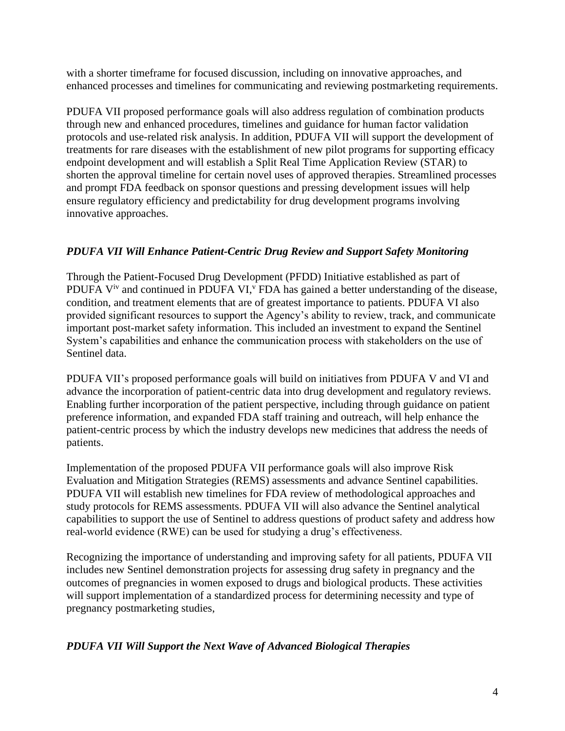with a shorter timeframe for focused discussion, including on innovative approaches, and enhanced processes and timelines for communicating and reviewing postmarketing requirements.

PDUFA VII proposed performance goals will also address regulation of combination products through new and enhanced procedures, timelines and guidance for human factor validation protocols and use-related risk analysis. In addition, PDUFA VII will support the development of treatments for rare diseases with the establishment of new pilot programs for supporting efficacy endpoint development and will establish a Split Real Time Application Review (STAR) to shorten the approval timeline for certain novel uses of approved therapies. Streamlined processes and prompt FDA feedback on sponsor questions and pressing development issues will help ensure regulatory efficiency and predictability for drug development programs involving innovative approaches.

### *PDUFA VII Will Enhance Patient-Centric Drug Review and Support Safety Monitoring*

Through the Patient-Focused Drug Development (PFDD) Initiative established as part of PDUFA V[iv] and continued in PDUFA VI,[v] FDA has gained a better understanding of the disease, condition, and treatment elements that are of greatest importance to patients. PDUFA VI also provided significant resources to support the Agency's ability to review, track, and communicate important post-market safety information. This included an investment to expand the Sentinel System's capabilities and enhance the communication process with stakeholders on the use of Sentinel data.

PDUFA VII's proposed performance goals will build on initiatives from PDUFA V and VI and advance the incorporation of patient-centric data into drug development and regulatory reviews. Enabling further incorporation of the patient perspective, including through guidance on patient preference information, and expanded FDA staff training and outreach, will help enhance the patient-centric process by which the industry develops new medicines that address the needs of patients.

Implementation of the proposed PDUFA VII performance goals will also improve Risk Evaluation and Mitigation Strategies (REMS) assessments and advance Sentinel capabilities. PDUFA VII will establish new timelines for FDA review of methodological approaches and study protocols for REMS assessments. PDUFA VII will also advance the Sentinel analytical capabilities to support the use of Sentinel to address questions of product safety and address how real-world evidence (RWE) can be used for studying a drug's effectiveness.

Recognizing the importance of understanding and improving safety for all patients, PDUFA VII includes new Sentinel demonstration projects for assessing drug safety in pregnancy and the outcomes of pregnancies in women exposed to drugs and biological products. These activities will support implementation of a standardized process for determining necessity and type of pregnancy postmarketing studies,

### *PDUFA VII Will Support the Next Wave of Advanced Biological Therapies*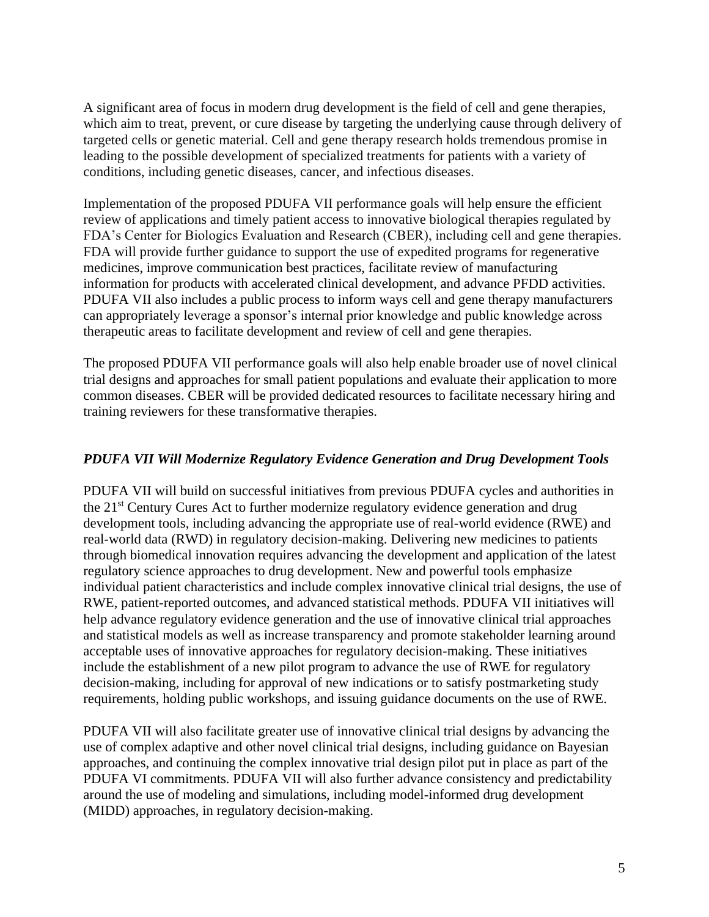A significant area of focus in modern drug development is the field of cell and gene therapies, which aim to treat, prevent, or cure disease by targeting the underlying cause through delivery of targeted cells or genetic material. Cell and gene therapy research holds tremendous promise in leading to the possible development of specialized treatments for patients with a variety of conditions, including genetic diseases, cancer, and infectious diseases.

Implementation of the proposed PDUFA VII performance goals will help ensure the efficient review of applications and timely patient access to innovative biological therapies regulated by FDA's Center for Biologics Evaluation and Research (CBER), including cell and gene therapies. FDA will provide further guidance to support the use of expedited programs for regenerative medicines, improve communication best practices, facilitate review of manufacturing information for products with accelerated clinical development, and advance PFDD activities. PDUFA VII also includes a public process to inform ways cell and gene therapy manufacturers can appropriately leverage a sponsor's internal prior knowledge and public knowledge across therapeutic areas to facilitate development and review of cell and gene therapies.

The proposed PDUFA VII performance goals will also help enable broader use of novel clinical trial designs and approaches for small patient populations and evaluate their application to more common diseases. CBER will be provided dedicated resources to facilitate necessary hiring and training reviewers for these transformative therapies.

### *PDUFA VII Will Modernize Regulatory Evidence Generation and Drug Development Tools*

PDUFA VII will build on successful initiatives from previous PDUFA cycles and authorities in the 21st Century Cures Act to further modernize regulatory evidence generation and drug development tools, including advancing the appropriate use of real-world evidence (RWE) and real-world data (RWD) in regulatory decision-making. Delivering new medicines to patients through biomedical innovation requires advancing the development and application of the latest regulatory science approaches to drug development. New and powerful tools emphasize individual patient characteristics and include complex innovative clinical trial designs, the use of RWE, patient-reported outcomes, and advanced statistical methods. PDUFA VII initiatives will help advance regulatory evidence generation and the use of innovative clinical trial approaches and statistical models as well as increase transparency and promote stakeholder learning around acceptable uses of innovative approaches for regulatory decision-making. These initiatives include the establishment of a new pilot program to advance the use of RWE for regulatory decision-making, including for approval of new indications or to satisfy postmarketing study requirements, holding public workshops, and issuing guidance documents on the use of RWE.

PDUFA VII will also facilitate greater use of innovative clinical trial designs by advancing the use of complex adaptive and other novel clinical trial designs, including guidance on Bayesian approaches, and continuing the complex innovative trial design pilot put in place as part of the PDUFA VI commitments. PDUFA VII will also further advance consistency and predictability around the use of modeling and simulations, including model-informed drug development (MIDD) approaches, in regulatory decision-making.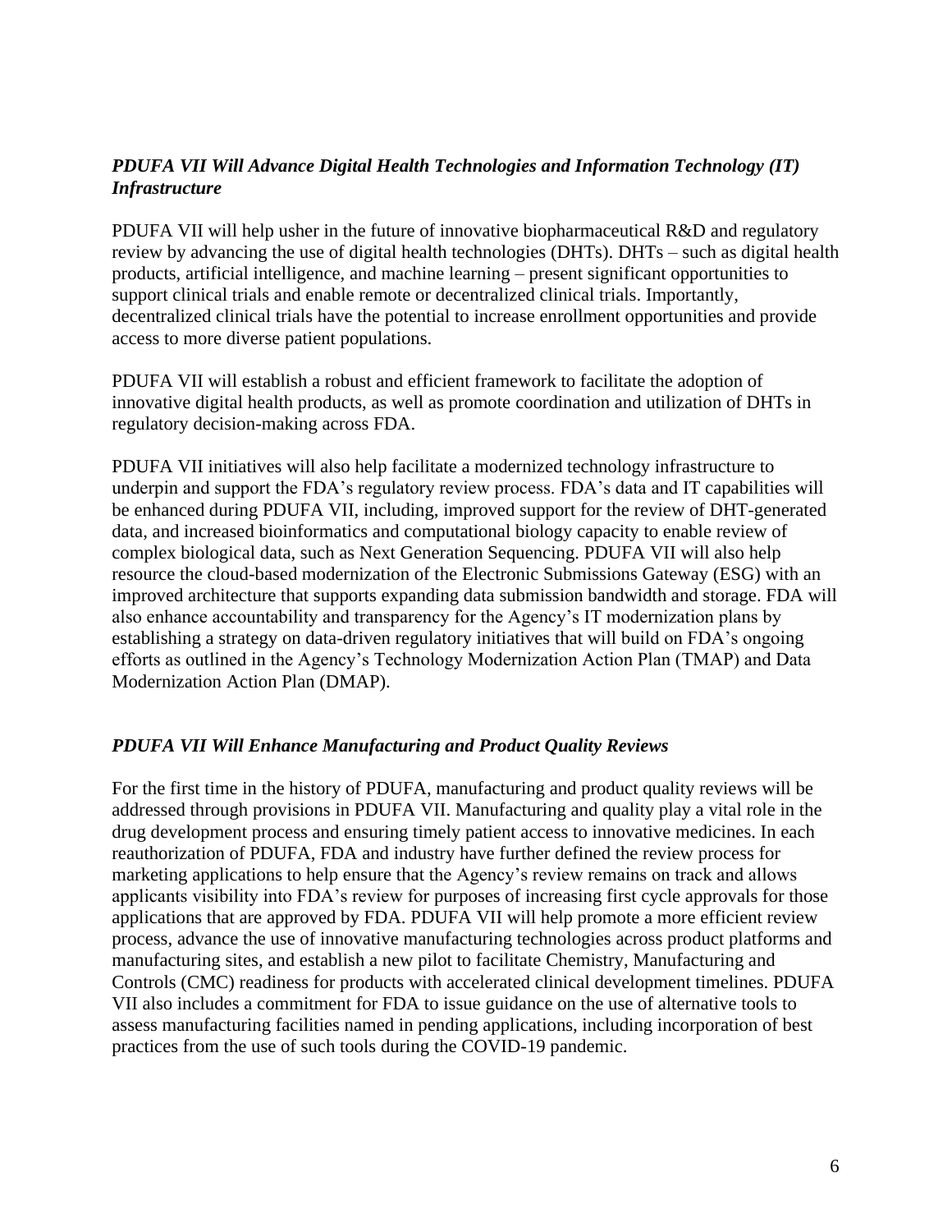### *PDUFA VII Will Advance Digital Health Technologies and Information Technology (IT) Infrastructure*

PDUFA VII will help usher in the future of innovative biopharmaceutical R&D and regulatory review by advancing the use of digital health technologies (DHTs). DHTs – such as digital health products, artificial intelligence, and machine learning – present significant opportunities to support clinical trials and enable remote or decentralized clinical trials. Importantly, decentralized clinical trials have the potential to increase enrollment opportunities and provide access to more diverse patient populations.

PDUFA VII will establish a robust and efficient framework to facilitate the adoption of innovative digital health products, as well as promote coordination and utilization of DHTs in regulatory decision-making across FDA.

PDUFA VII initiatives will also help facilitate a modernized technology infrastructure to underpin and support the FDA's regulatory review process. FDA's data and IT capabilities will be enhanced during PDUFA VII, including, improved support for the review of DHT-generated data, and increased bioinformatics and computational biology capacity to enable review of complex biological data, such as Next Generation Sequencing. PDUFA VII will also help resource the cloud-based modernization of the Electronic Submissions Gateway (ESG) with an improved architecture that supports expanding data submission bandwidth and storage. FDA will also enhance accountability and transparency for the Agency's IT modernization plans by establishing a strategy on data-driven regulatory initiatives that will build on FDA's ongoing efforts as outlined in the Agency's Technology Modernization Action Plan (TMAP) and Data Modernization Action Plan (DMAP).

### *PDUFA VII Will Enhance Manufacturing and Product Quality Reviews*

For the first time in the history of PDUFA, manufacturing and product quality reviews will be addressed through provisions in PDUFA VII. Manufacturing and quality play a vital role in the drug development process and ensuring timely patient access to innovative medicines. In each reauthorization of PDUFA, FDA and industry have further defined the review process for marketing applications to help ensure that the Agency's review remains on track and allows applicants visibility into FDA's review for purposes of increasing first cycle approvals for those applications that are approved by FDA. PDUFA VII will help promote a more efficient review process, advance the use of innovative manufacturing technologies across product platforms and manufacturing sites, and establish a new pilot to facilitate Chemistry, Manufacturing and Controls (CMC) readiness for products with accelerated clinical development timelines. PDUFA VII also includes a commitment for FDA to issue guidance on the use of alternative tools to assess manufacturing facilities named in pending applications, including incorporation of best practices from the use of such tools during the COVID-19 pandemic.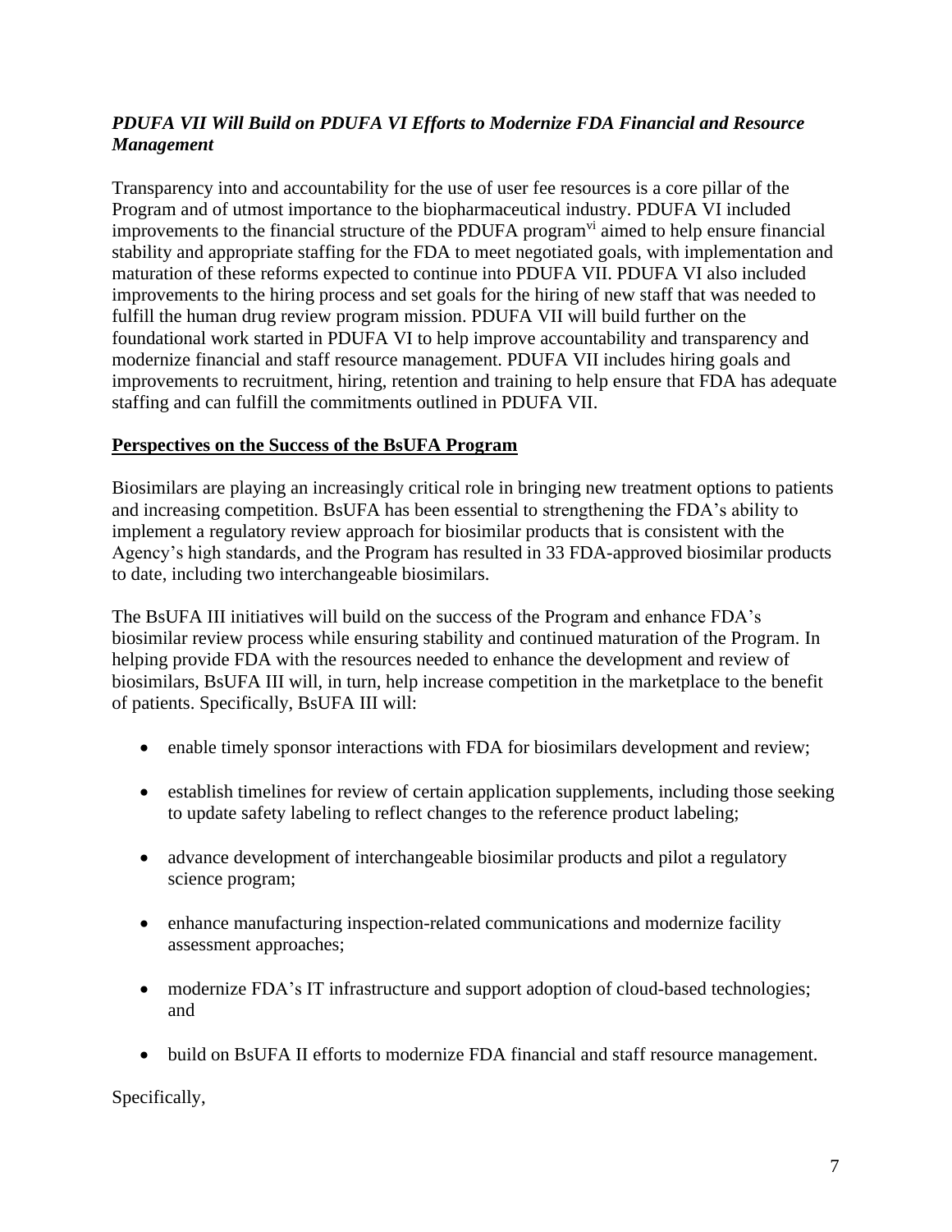### *PDUFA VII Will Build on PDUFA VI Efforts to Modernize FDA Financial and Resource Management*

Transparency into and accountability for the use of user fee resources is a core pillar of the Program and of utmost importance to the biopharmaceutical industry. PDUFA VI included improvements to the financial structure of the PDUFA program[vi] aimed to help ensure financial stability and appropriate staffing for the FDA to meet negotiated goals, with implementation and maturation of these reforms expected to continue into PDUFA VII. PDUFA VI also included improvements to the hiring process and set goals for the hiring of new staff that was needed to fulfill the human drug review program mission. PDUFA VII will build further on the foundational work started in PDUFA VI to help improve accountability and transparency and modernize financial and staff resource management. PDUFA VII includes hiring goals and improvements to recruitment, hiring, retention and training to help ensure that FDA has adequate staffing and can fulfill the commitments outlined in PDUFA VII.

## Perspectives on the Success of the BsUFA Program

Biosimilars are playing an increasingly critical role in bringing new treatment options to patients and increasing competition. BsUFA has been essential to strengthening the FDA's ability to implement a regulatory review approach for biosimilar products that is consistent with the Agency's high standards, and the Program has resulted in 33 FDA-approved biosimilar products to date, including two interchangeable biosimilars.

The BsUFA III initiatives will build on the success of the Program and enhance FDA's biosimilar review process while ensuring stability and continued maturation of the Program. In helping provide FDA with the resources needed to enhance the development and review of biosimilars, BsUFA III will, in turn, help increase competition in the marketplace to the benefit of patients. Specifically, BsUFA III will:

- enable timely sponsor interactions with FDA for biosimilars development and review;
- establish timelines for review of certain application supplements, including those seeking to update safety labeling to reflect changes to the reference product labeling;
- advance development of interchangeable biosimilar products and pilot a regulatory science program;
- enhance manufacturing inspection-related communications and modernize facility assessment approaches;
- modernize FDA's IT infrastructure and support adoption of cloud-based technologies; and
- build on BsUFA II efforts to modernize FDA financial and staff resource management.

Specifically,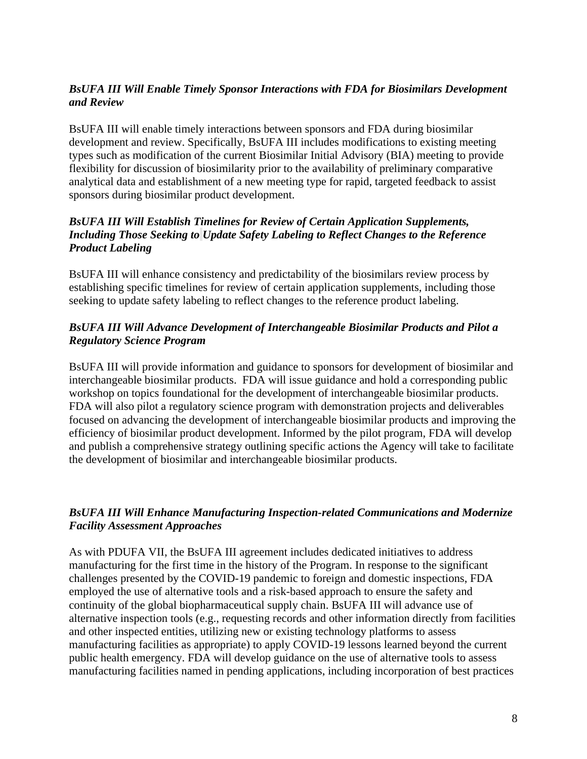### *BsUFA III Will Enable Timely Sponsor Interactions with FDA for Biosimilars Development and Review*

BsUFA III will enable timely interactions between sponsors and FDA during biosimilar development and review. Specifically, BsUFA III includes modifications to existing meeting types such as modification of the current Biosimilar Initial Advisory (BIA) meeting to provide flexibility for discussion of biosimilarity prior to the availability of preliminary comparative analytical data and establishment of a new meeting type for rapid, targeted feedback to assist sponsors during biosimilar product development.

### *BsUFA III Will Establish Timelines for Review of Certain Application Supplements, Including Those Seeking to Update Safety Labeling to Reflect Changes to the Reference Product Labeling*

BsUFA III will enhance consistency and predictability of the biosimilars review process by establishing specific timelines for review of certain application supplements, including those seeking to update safety labeling to reflect changes to the reference product labeling.

### *BsUFA III Will Advance Development of Interchangeable Biosimilar Products and Pilot a Regulatory Science Program*

BsUFA III will provide information and guidance to sponsors for development of biosimilar and interchangeable biosimilar products. FDA will issue guidance and hold a corresponding public workshop on topics foundational for the development of interchangeable biosimilar products. FDA will also pilot a regulatory science program with demonstration projects and deliverables focused on advancing the development of interchangeable biosimilar products and improving the efficiency of biosimilar product development. Informed by the pilot program, FDA will develop and publish a comprehensive strategy outlining specific actions the Agency will take to facilitate the development of biosimilar and interchangeable biosimilar products.

### *BsUFA III Will Enhance Manufacturing Inspection-related Communications and Modernize Facility Assessment Approaches*

As with PDUFA VII, the BsUFA III agreement includes dedicated initiatives to address manufacturing for the first time in the history of the Program. In response to the significant challenges presented by the COVID-19 pandemic to foreign and domestic inspections, FDA employed the use of alternative tools and a risk-based approach to ensure the safety and continuity of the global biopharmaceutical supply chain. BsUFA III will advance use of alternative inspection tools (e.g., requesting records and other information directly from facilities and other inspected entities, utilizing new or existing technology platforms to assess manufacturing facilities as appropriate) to apply COVID-19 lessons learned beyond the current public health emergency. FDA will develop guidance on the use of alternative tools to assess manufacturing facilities named in pending applications, including incorporation of best practices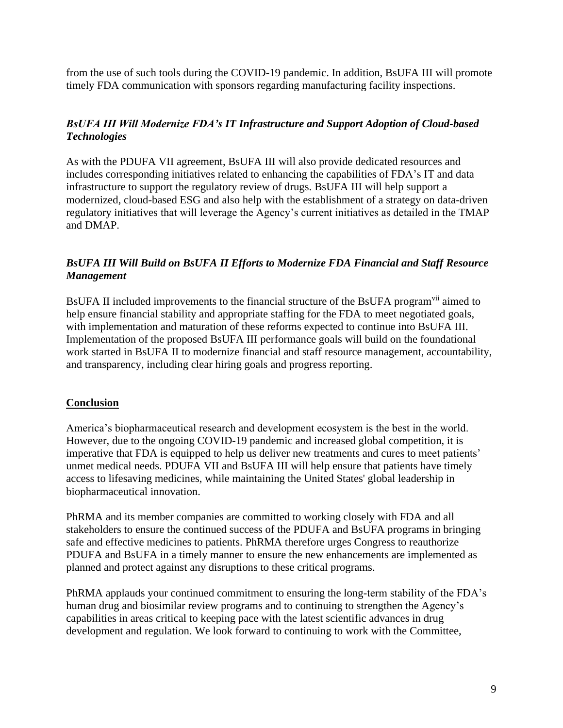from the use of such tools during the COVID-19 pandemic. In addition, BsUFA III will promote timely FDA communication with sponsors regarding manufacturing facility inspections.

### *BsUFA III Will Modernize FDA's IT Infrastructure and Support Adoption of Cloud-based Technologies*

As with the PDUFA VII agreement, BsUFA III will also provide dedicated resources and includes corresponding initiatives related to enhancing the capabilities of FDA's IT and data infrastructure to support the regulatory review of drugs. BsUFA III will help support a modernized, cloud-based ESG and also help with the establishment of a strategy on data-driven regulatory initiatives that will leverage the Agency's current initiatives as detailed in the TMAP and DMAP.

### *BsUFA III Will Build on BsUFA II Efforts to Modernize FDA Financial and Staff Resource Management*

BsUFA II included improvements to the financial structure of the BsUFA program[vii] aimed to help ensure financial stability and appropriate staffing for the FDA to meet negotiated goals, with implementation and maturation of these reforms expected to continue into BsUFA III. Implementation of the proposed BsUFA III performance goals will build on the foundational work started in BsUFA II to modernize financial and staff resource management, accountability, and transparency, including clear hiring goals and progress reporting.

## Conclusion

America's biopharmaceutical research and development ecosystem is the best in the world. However, due to the ongoing COVID-19 pandemic and increased global competition, it is imperative that FDA is equipped to help us deliver new treatments and cures to meet patients' unmet medical needs. PDUFA VII and BsUFA III will help ensure that patients have timely access to lifesaving medicines, while maintaining the United States' global leadership in biopharmaceutical innovation.

PhRMA and its member companies are committed to working closely with FDA and all stakeholders to ensure the continued success of the PDUFA and BsUFA programs in bringing safe and effective medicines to patients. PhRMA therefore urges Congress to reauthorize PDUFA and BsUFA in a timely manner to ensure the new enhancements are implemented as planned and protect against any disruptions to these critical programs.

PhRMA applauds your continued commitment to ensuring the long-term stability of the FDA's human drug and biosimilar review programs and to continuing to strengthen the Agency's capabilities in areas critical to keeping pace with the latest scientific advances in drug development and regulation. We look forward to continuing to work with the Committee,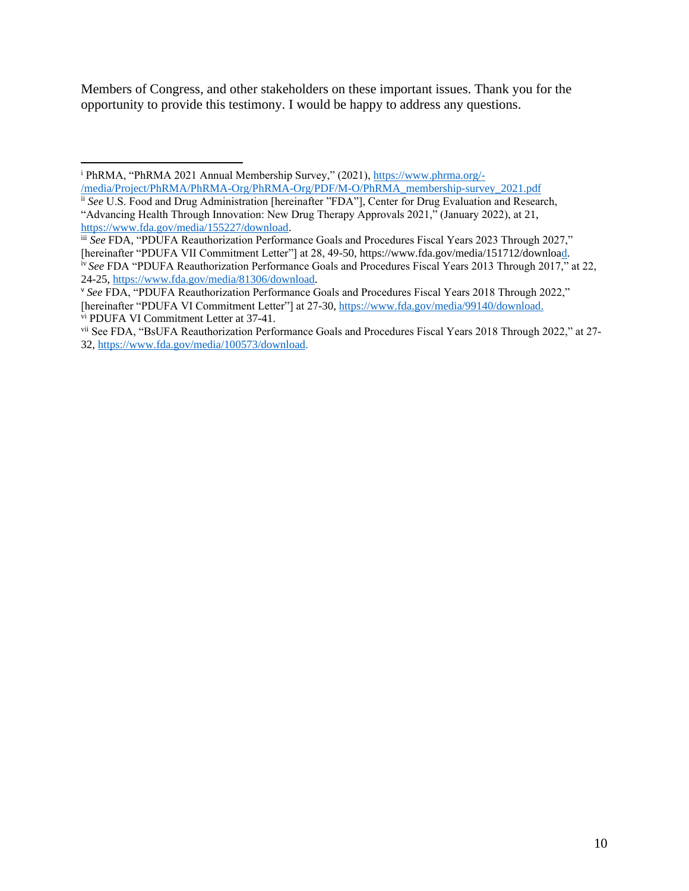Members of Congress, and other stakeholders on these important issues. Thank you for the opportunity to provide this testimony. I would be happy to address any questions.

---

[i] PhRMA, "PhRMA 2021 Annual Membership Survey," (2021), https://www.phrma.org/-/media/Project/PhRMA/PhRMA-Org/PhRMA-Org/PDF/M-O/PhRMA_membership-survey_2021.pdf

[ii] *See* U.S. Food and Drug Administration [hereinafter "FDA"], Center for Drug Evaluation and Research, "Advancing Health Through Innovation: New Drug Therapy Approvals 2021," (January 2022), at 21, https://www.fda.gov/media/155227/download.

[iii] *See* FDA, "PDUFA Reauthorization Performance Goals and Procedures Fiscal Years 2023 Through 2027," [hereinafter "PDUFA VII Commitment Letter"] at 28, 49-50, https://www.fda.gov/media/151712/download.

[iv] *See* FDA "PDUFA Reauthorization Performance Goals and Procedures Fiscal Years 2013 Through 2017," at 22, 24-25, https://www.fda.gov/media/81306/download.

[v] *See* FDA, "PDUFA Reauthorization Performance Goals and Procedures Fiscal Years 2018 Through 2022," [hereinafter "PDUFA VI Commitment Letter"] at 27-30, https://www.fda.gov/media/99140/download.

[vi] PDUFA VI Commitment Letter at 37-41.

[vii] See FDA, "BsUFA Reauthorization Performance Goals and Procedures Fiscal Years 2018 Through 2022," at 27-32, https://www.fda.gov/media/100573/download.